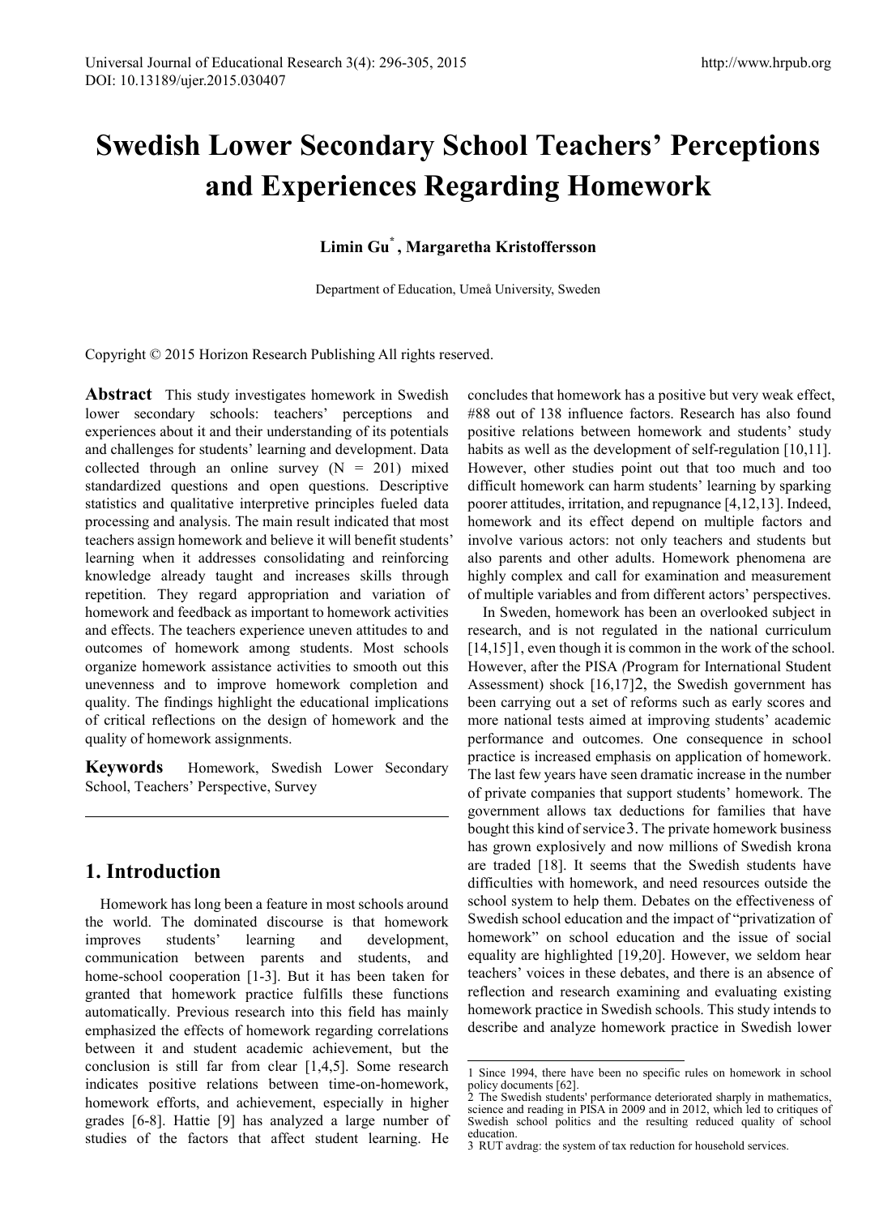# Swedish Lower Secondary School Teachers' Perceptions and Experiences Regarding Homework

**Limin Gu*, Margaretha Kristoffersson**

Department of Education, Umeå University, Sweden

Copyright © 2015 Horizon Research Publishing All rights reserved.

**Abstract** This study investigates homework in Swedish lower secondary schools: teachers' perceptions and experiences about it and their understanding of its potentials and challenges for students' learning and development. Data collected through an online survey (N = 201) mixed standardized questions and open questions. Descriptive statistics and qualitative interpretive principles fueled data processing and analysis. The main result indicated that most teachers assign homework and believe it will benefit students' learning when it addresses consolidating and reinforcing knowledge already taught and increases skills through repetition. They regard appropriation and variation of homework and feedback as important to homework activities and effects. The teachers experience uneven attitudes to and outcomes of homework among students. Most schools organize homework assistance activities to smooth out this unevenness and to improve homework completion and quality. The findings highlight the educational implications of critical reflections on the design of homework and the quality of homework assignments.

**Keywords** Homework, Swedish Lower Secondary School, Teachers' Perspective, Survey

## 1. Introduction

Homework has long been a feature in most schools around the world. The dominated discourse is that homework improves students' learning and development, communication between parents and students, and home-school cooperation [1-3]. But it has been taken for granted that homework practice fulfills these functions automatically. Previous research into this field has mainly emphasized the effects of homework regarding correlations between it and student academic achievement, but the conclusion is still far from clear [1,4,5]. Some research indicates positive relations between time-on-homework, homework efforts, and achievement, especially in higher grades [6-8]. Hattie [9] has analyzed a large number of studies of the factors that affect student learning. He concludes that homework has a positive but very weak effect, #88 out of 138 influence factors. Research has also found positive relations between homework and students' study habits as well as the development of self-regulation [10,11]. However, other studies point out that too much and too difficult homework can harm students' learning by sparking poorer attitudes, irritation, and repugnance [4,12,13]. Indeed, homework and its effect depend on multiple factors and involve various actors: not only teachers and students but also parents and other adults. Homework phenomena are highly complex and call for examination and measurement of multiple variables and from different actors' perspectives.

In Sweden, homework has been an overlooked subject in research, and is not regulated in the national curriculum [14,15][1], even though it is common in the work of the school. However, after the PISA (Program for International Student Assessment) shock [16,17][2], the Swedish government has been carrying out a set of reforms such as early scores and more national tests aimed at improving students' academic performance and outcomes. One consequence in school practice is increased emphasis on application of homework. The last few years have seen dramatic increase in the number of private companies that support students' homework. The government allows tax deductions for families that have bought this kind of service[3]. The private homework business has grown explosively and now millions of Swedish krona are traded [18]. It seems that the Swedish students have difficulties with homework, and need resources outside the school system to help them. Debates on the effectiveness of Swedish school education and the impact of "privatization of homework" on school education and the issue of social equality are highlighted [19,20]. However, we seldom hear teachers' voices in these debates, and there is an absence of reflection and research examining and evaluating existing homework practice in Swedish schools. This study intends to describe and analyze homework practice in Swedish lower

---

1 Since 1994, there have been no specific rules on homework in school policy documents [62].

2 The Swedish students' performance deteriorated sharply in mathematics, science and reading in PISA in 2009 and in 2012, which led to critiques of Swedish school politics and the resulting reduced quality of school education.

3 RUT avdrag: the system of tax reduction for household services.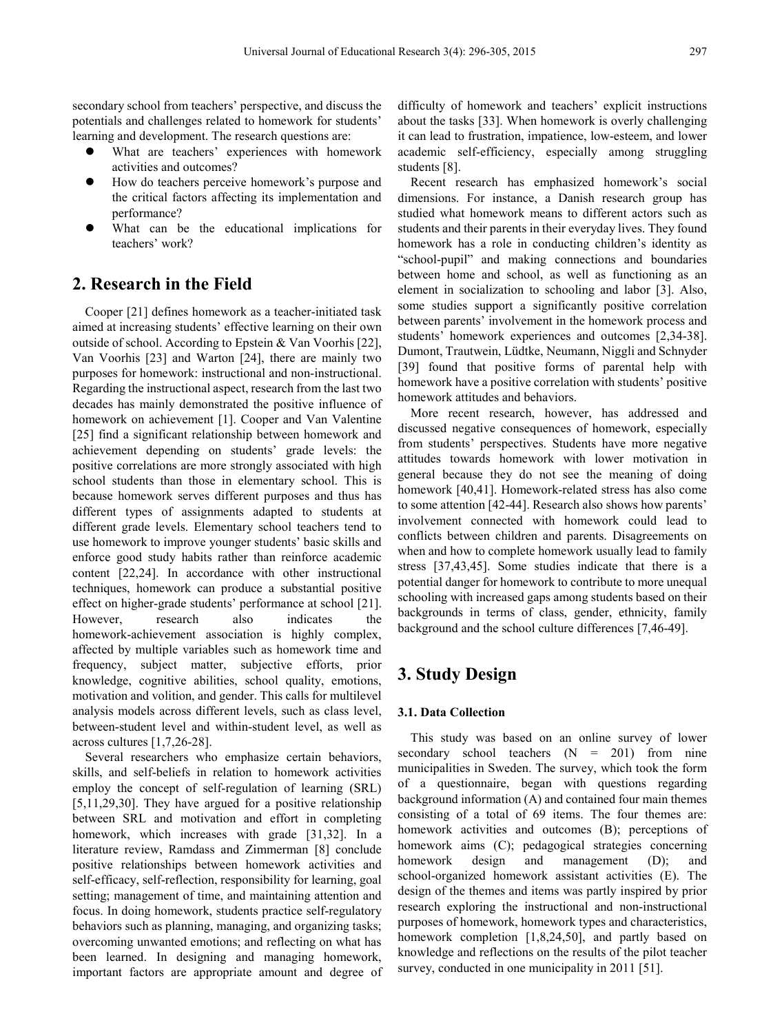secondary school from teachers' perspective, and discuss the potentials and challenges related to homework for students' learning and development. The research questions are:

- What are teachers' experiences with homework activities and outcomes?
- How do teachers perceive homework's purpose and the critical factors affecting its implementation and performance?
- What can be the educational implications for teachers' work?

## 2. Research in the Field

Cooper [21] defines homework as a teacher-initiated task aimed at increasing students' effective learning on their own outside of school. According to Epstein & Van Voorhis [22], Van Voorhis [23] and Warton [24], there are mainly two purposes for homework: instructional and non-instructional. Regarding the instructional aspect, research from the last two decades has mainly demonstrated the positive influence of homework on achievement [1]. Cooper and Van Valentine [25] find a significant relationship between homework and achievement depending on students' grade levels: the positive correlations are more strongly associated with high school students than those in elementary school. This is because homework serves different purposes and thus has different types of assignments adapted to students at different grade levels. Elementary school teachers tend to use homework to improve younger students' basic skills and enforce good study habits rather than reinforce academic content [22,24]. In accordance with other instructional techniques, homework can produce a substantial positive effect on higher-grade students' performance at school [21]. However, research also indicates the homework-achievement association is highly complex, affected by multiple variables such as homework time and frequency, subject matter, subjective efforts, prior knowledge, cognitive abilities, school quality, emotions, motivation and volition, and gender. This calls for multilevel analysis models across different levels, such as class level, between-student level and within-student level, as well as across cultures [1,7,26-28].

Several researchers who emphasize certain behaviors, skills, and self-beliefs in relation to homework activities employ the concept of self-regulation of learning (SRL) [5,11,29,30]. They have argued for a positive relationship between SRL and motivation and effort in completing homework, which increases with grade [31,32]. In a literature review, Ramdass and Zimmerman [8] conclude positive relationships between homework activities and self-efficacy, self-reflection, responsibility for learning, goal setting; management of time, and maintaining attention and focus. In doing homework, students practice self-regulatory behaviors such as planning, managing, and organizing tasks; overcoming unwanted emotions; and reflecting on what has been learned. In designing and managing homework, important factors are appropriate amount and degree of difficulty of homework and teachers' explicit instructions about the tasks [33]. When homework is overly challenging it can lead to frustration, impatience, low-esteem, and lower academic self-efficiency, especially among struggling students [8].

Recent research has emphasized homework's social dimensions. For instance, a Danish research group has studied what homework means to different actors such as students and their parents in their everyday lives. They found homework has a role in conducting children's identity as "school-pupil" and making connections and boundaries between home and school, as well as functioning as an element in socialization to schooling and labor [3]. Also, some studies support a significantly positive correlation between parents' involvement in the homework process and students' homework experiences and outcomes [2,34-38]. Dumont, Trautwein, Lüdtke, Neumann, Niggli and Schnyder [39] found that positive forms of parental help with homework have a positive correlation with students' positive homework attitudes and behaviors.

More recent research, however, has addressed and discussed negative consequences of homework, especially from students' perspectives. Students have more negative attitudes towards homework with lower motivation in general because they do not see the meaning of doing homework [40,41]. Homework-related stress has also come to some attention [42-44]. Research also shows how parents' involvement connected with homework could lead to conflicts between children and parents. Disagreements on when and how to complete homework usually lead to family stress [37,43,45]. Some studies indicate that there is a potential danger for homework to contribute to more unequal schooling with increased gaps among students based on their backgrounds in terms of class, gender, ethnicity, family background and the school culture differences [7,46-49].

## 3. Study Design

### 3.1. Data Collection

This study was based on an online survey of lower secondary school teachers (N = 201) from nine municipalities in Sweden. The survey, which took the form of a questionnaire, began with questions regarding background information (A) and contained four main themes consisting of a total of 69 items. The four themes are: homework activities and outcomes (B); perceptions of homework aims (C); pedagogical strategies concerning homework design and management (D); and school-organized homework assistant activities (E). The design of the themes and items was partly inspired by prior research exploring the instructional and non-instructional purposes of homework, homework types and characteristics, homework completion [1,8,24,50], and partly based on knowledge and reflections on the results of the pilot teacher survey, conducted in one municipality in 2011 [51].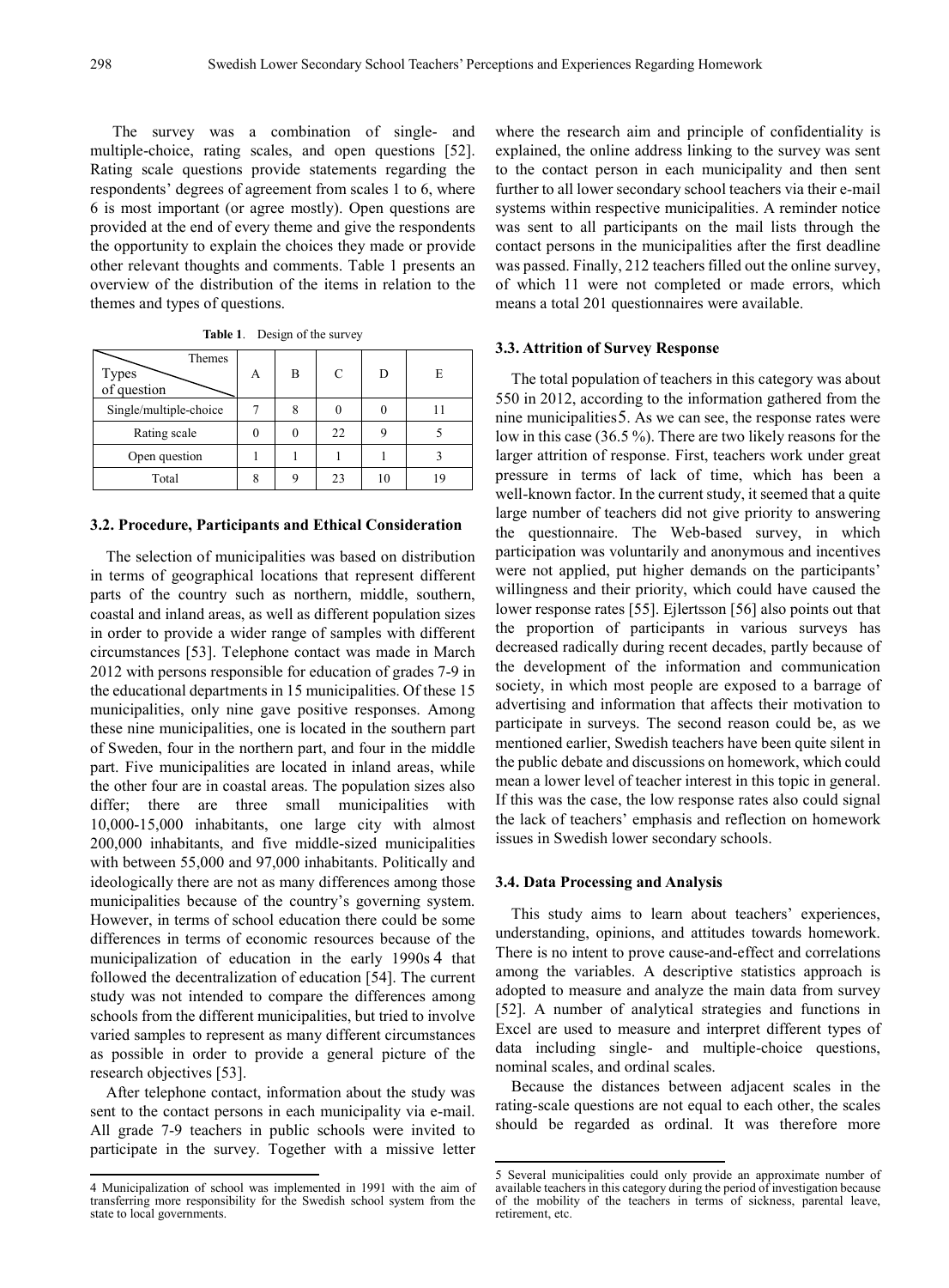The survey was a combination of single- and multiple-choice, rating scales, and open questions [52]. Rating scale questions provide statements regarding the respondents' degrees of agreement from scales 1 to 6, where 6 is most important (or agree mostly). Open questions are provided at the end of every theme and give the respondents the opportunity to explain the choices they made or provide other relevant thoughts and comments. Table 1 presents an overview of the distribution of the items in relation to the themes and types of questions.

**Table 1**. Design of the survey

| Types of question \ Themes | A | B | C | D | E |
|---|---|---|---|---|---|
| Single/multiple-choice | 7 | 8 | 0 | 0 | 11 |
| Rating scale | 0 | 0 | 22 | 9 | 5 |
| Open question | 1 | 1 | 1 | 1 | 3 |
| Total | 8 | 9 | 23 | 10 | 19 |

### 3.2. Procedure, Participants and Ethical Consideration

The selection of municipalities was based on distribution in terms of geographical locations that represent different parts of the country such as northern, middle, southern, coastal and inland areas, as well as different population sizes in order to provide a wider range of samples with different circumstances [53]. Telephone contact was made in March 2012 with persons responsible for education of grades 7-9 in the educational departments in 15 municipalities. Of these 15 municipalities, only nine gave positive responses. Among these nine municipalities, one is located in the southern part of Sweden, four in the northern part, and four in the middle part. Five municipalities are located in inland areas, while the other four are in coastal areas. The population sizes also differ; there are three small municipalities with 10,000-15,000 inhabitants, one large city with almost 200,000 inhabitants, and five middle-sized municipalities with between 55,000 and 97,000 inhabitants. Politically and ideologically there are not as many differences among those municipalities because of the country's governing system. However, in terms of school education there could be some differences in terms of economic resources because of the municipalization of education in the early 1990s[4] that followed the decentralization of education [54]. The current study was not intended to compare the differences among schools from the different municipalities, but tried to involve varied samples to represent as many different circumstances as possible in order to provide a general picture of the research objectives [53].

After telephone contact, information about the study was sent to the contact persons in each municipality via e-mail. All grade 7-9 teachers in public schools were invited to participate in the survey. Together with a missive letter where the research aim and principle of confidentiality is explained, the online address linking to the survey was sent to the contact person in each municipality and then sent further to all lower secondary school teachers via their e-mail systems within respective municipalities. A reminder notice was sent to all participants on the mail lists through the contact persons in the municipalities after the first deadline was passed. Finally, 212 teachers filled out the online survey, of which 11 were not completed or made errors, which means a total 201 questionnaires were available.

### 3.3. Attrition of Survey Response

The total population of teachers in this category was about 550 in 2012, according to the information gathered from the nine municipalities[5]. As we can see, the response rates were low in this case (36.5 %). There are two likely reasons for the larger attrition of response. First, teachers work under great pressure in terms of lack of time, which has been a well-known factor. In the current study, it seemed that a quite large number of teachers did not give priority to answering the questionnaire. The Web-based survey, in which participation was voluntarily and anonymous and incentives were not applied, put higher demands on the participants' willingness and their priority, which could have caused the lower response rates [55]. Ejlertsson [56] also points out that the proportion of participants in various surveys has decreased radically during recent decades, partly because of the development of the information and communication society, in which most people are exposed to a barrage of advertising and information that affects their motivation to participate in surveys. The second reason could be, as we mentioned earlier, Swedish teachers have been quite silent in the public debate and discussions on homework, which could mean a lower level of teacher interest in this topic in general. If this was the case, the low response rates also could signal the lack of teachers' emphasis and reflection on homework issues in Swedish lower secondary schools.

### 3.4. Data Processing and Analysis

This study aims to learn about teachers' experiences, understanding, opinions, and attitudes towards homework. There is no intent to prove cause-and-effect and correlations among the variables. A descriptive statistics approach is adopted to measure and analyze the main data from survey [52]. A number of analytical strategies and functions in Excel are used to measure and interpret different types of data including single- and multiple-choice questions, nominal scales, and ordinal scales.

Because the distances between adjacent scales in the rating-scale questions are not equal to each other, the scales should be regarded as ordinal. It was therefore more

---

4 Municipalization of school was implemented in 1991 with the aim of transferring more responsibility for the Swedish school system from the state to local governments.

5 Several municipalities could only provide an approximate number of available teachers in this category during the period of investigation because of the mobility of the teachers in terms of sickness, parental leave, retirement, etc.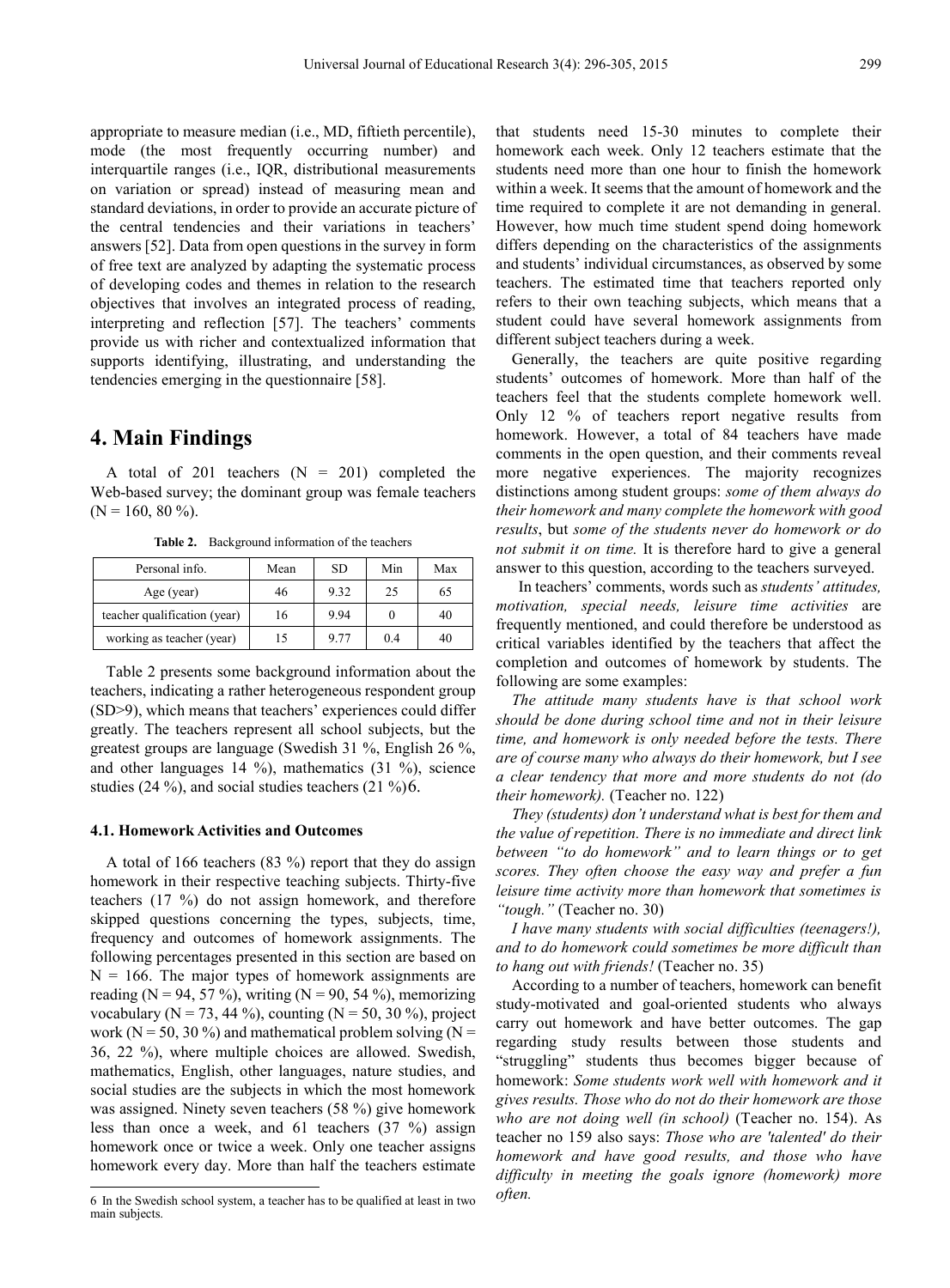appropriate to measure median (i.e., MD, fiftieth percentile), mode (the most frequently occurring number) and interquartile ranges (i.e., IQR, distributional measurements on variation or spread) instead of measuring mean and standard deviations, in order to provide an accurate picture of the central tendencies and their variations in teachers' answers [52]. Data from open questions in the survey in form of free text are analyzed by adapting the systematic process of developing codes and themes in relation to the research objectives that involves an integrated process of reading, interpreting and reflection [57]. The teachers' comments provide us with richer and contextualized information that supports identifying, illustrating, and understanding the tendencies emerging in the questionnaire [58].

## 4. Main Findings

A total of 201 teachers (N = 201) completed the Web-based survey; the dominant group was female teachers (N = 160, 80 %).

**Table 2.** Background information of the teachers

| Personal info. | Mean | SD | Min | Max |
|---|---|---|---|---|
| Age (year) | 46 | 9.32 | 25 | 65 |
| teacher qualification (year) | 16 | 9.94 | 0 | 40 |
| working as teacher (year) | 15 | 9.77 | 0.4 | 40 |

Table 2 presents some background information about the teachers, indicating a rather heterogeneous respondent group (SD>9), which means that teachers' experiences could differ greatly. The teachers represent all school subjects, but the greatest groups are language (Swedish 31 %, English 26 %, and other languages 14 %), mathematics (31 %), science studies (24 %), and social studies teachers (21 %)[6].

### 4.1. Homework Activities and Outcomes

A total of 166 teachers (83 %) report that they do assign homework in their respective teaching subjects. Thirty-five teachers (17 %) do not assign homework, and therefore skipped questions concerning the types, subjects, time, frequency and outcomes of homework assignments. The following percentages presented in this section are based on N = 166. The major types of homework assignments are reading (N = 94, 57 %), writing (N = 90, 54 %), memorizing vocabulary (N = 73, 44 %), counting (N = 50, 30 %), project work (N = 50, 30 %) and mathematical problem solving (N = 36, 22 %), where multiple choices are allowed. Swedish, mathematics, English, other languages, nature studies, and social studies are the subjects in which the most homework was assigned. Ninety seven teachers (58 %) give homework less than once a week, and 61 teachers (37 %) assign homework once or twice a week. Only one teacher assigns homework every day. More than half the teachers estimate that students need 15-30 minutes to complete their homework each week. Only 12 teachers estimate that the students need more than one hour to finish the homework within a week. It seems that the amount of homework and the time required to complete it are not demanding in general. However, how much time student spend doing homework differs depending on the characteristics of the assignments and students' individual circumstances, as observed by some teachers. The estimated time that teachers reported only refers to their own teaching subjects, which means that a student could have several homework assignments from different subject teachers during a week.

Generally, the teachers are quite positive regarding students' outcomes of homework. More than half of the teachers feel that the students complete homework well. Only 12 % of teachers report negative results from homework. However, a total of 84 teachers have made comments in the open question, and their comments reveal more negative experiences. The majority recognizes distinctions among student groups: *some of them always do their homework and many complete the homework with good results*, but *some of the students never do homework or do not submit it on time.* It is therefore hard to give a general answer to this question, according to the teachers surveyed.

In teachers' comments, words such as *students' attitudes, motivation, special needs, leisure time activities* are frequently mentioned, and could therefore be understood as critical variables identified by the teachers that affect the completion and outcomes of homework by students. The following are some examples:

*The attitude many students have is that school work should be done during school time and not in their leisure time, and homework is only needed before the tests. There are of course many who always do their homework, but I see a clear tendency that more and more students do not (do their homework).* (Teacher no. 122)

*They (students) don't understand what is best for them and the value of repetition. There is no immediate and direct link between "to do homework" and to learn things or to get scores. They often choose the easy way and prefer a fun leisure time activity more than homework that sometimes is "tough."* (Teacher no. 30)

*I have many students with social difficulties (teenagers!), and to do homework could sometimes be more difficult than to hang out with friends!* (Teacher no. 35)

According to a number of teachers, homework can benefit study-motivated and goal-oriented students who always carry out homework and have better outcomes. The gap regarding study results between those students and "struggling" students thus becomes bigger because of homework: *Some students work well with homework and it gives results. Those who do not do their homework are those who are not doing well (in school)* (Teacher no. 154). As teacher no 159 also says: *Those who are 'talented' do their homework and have good results, and those who have difficulty in meeting the goals ignore (homework) more often.*

[6] In the Swedish school system, a teacher has to be qualified at least in two main subjects.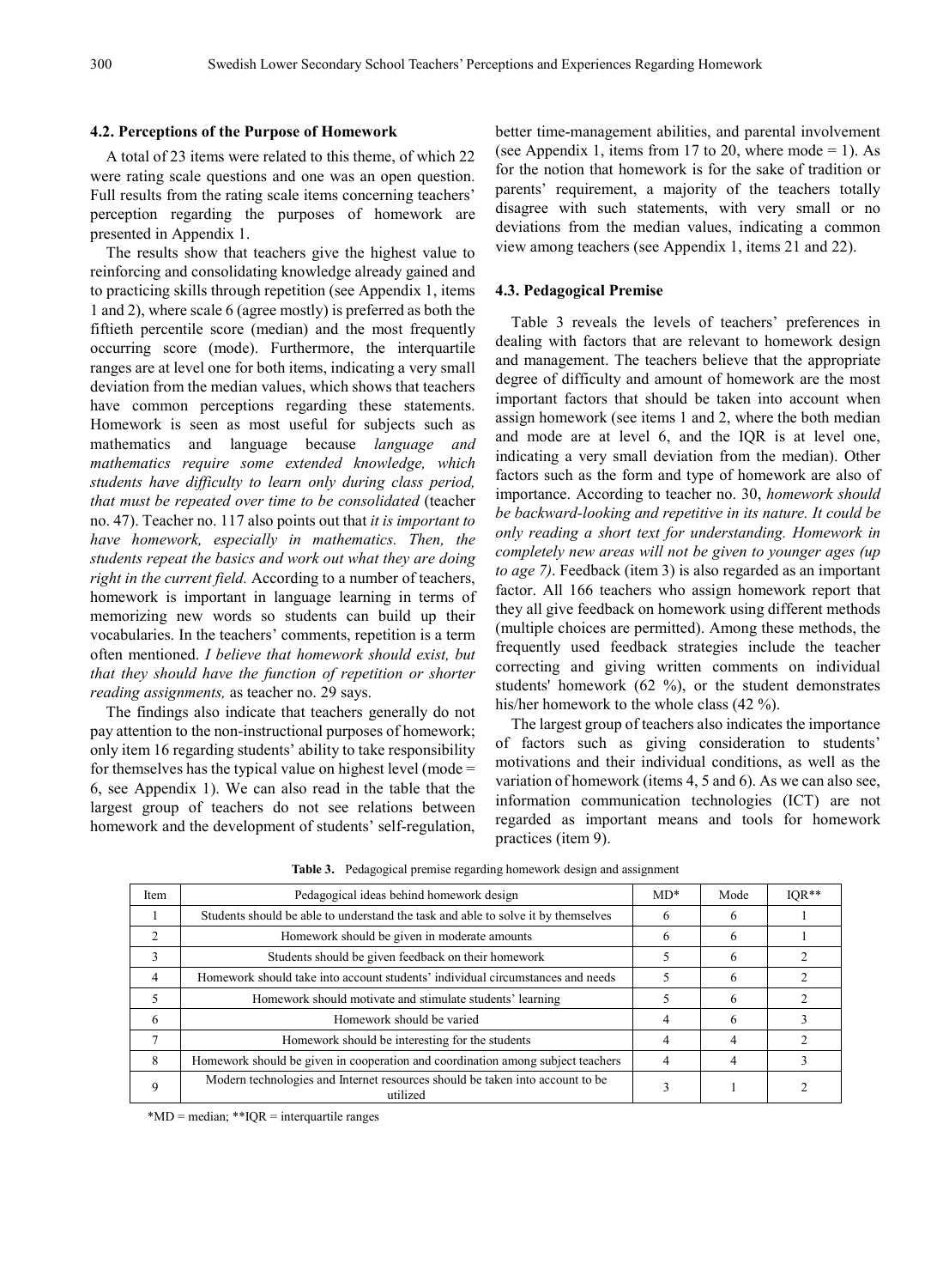### 4.2. Perceptions of the Purpose of Homework

A total of 23 items were related to this theme, of which 22 were rating scale questions and one was an open question. Full results from the rating scale items concerning teachers' perception regarding the purposes of homework are presented in Appendix 1.

The results show that teachers give the highest value to reinforcing and consolidating knowledge already gained and to practicing skills through repetition (see Appendix 1, items 1 and 2), where scale 6 (agree mostly) is preferred as both the fiftieth percentile score (median) and the most frequently occurring score (mode). Furthermore, the interquartile ranges are at level one for both items, indicating a very small deviation from the median values, which shows that teachers have common perceptions regarding these statements. Homework is seen as most useful for subjects such as mathematics and language because *language and mathematics require some extended knowledge, which students have difficulty to learn only during class period, that must be repeated over time to be consolidated* (teacher no. 47). Teacher no. 117 also points out that *it is important to have homework, especially in mathematics. Then, the students repeat the basics and work out what they are doing right in the current field.* According to a number of teachers, homework is important in language learning in terms of memorizing new words so students can build up their vocabularies. In the teachers' comments, repetition is a term often mentioned. *I believe that homework should exist, but that they should have the function of repetition or shorter reading assignments,* as teacher no. 29 says.

The findings also indicate that teachers generally do not pay attention to the non-instructional purposes of homework; only item 16 regarding students' ability to take responsibility for themselves has the typical value on highest level (mode = 6, see Appendix 1). We can also read in the table that the largest group of teachers do not see relations between homework and the development of students' self-regulation, better time-management abilities, and parental involvement (see Appendix 1, items from 17 to 20, where mode = 1). As for the notion that homework is for the sake of tradition or parents' requirement, a majority of the teachers totally disagree with such statements, with very small or no deviations from the median values, indicating a common view among teachers (see Appendix 1, items 21 and 22).

### 4.3. Pedagogical Premise

Table 3 reveals the levels of teachers' preferences in dealing with factors that are relevant to homework design and management. The teachers believe that the appropriate degree of difficulty and amount of homework are the most important factors that should be taken into account when assign homework (see items 1 and 2, where the both median and mode are at level 6, and the IQR is at level one, indicating a very small deviation from the median). Other factors such as the form and type of homework are also of importance. According to teacher no. 30, *homework should be backward-looking and repetitive in its nature. It could be only reading a short text for understanding. Homework in completely new areas will not be given to younger ages (up to age 7)*. Feedback (item 3) is also regarded as an important factor. All 166 teachers who assign homework report that they all give feedback on homework using different methods (multiple choices are permitted). Among these methods, the frequently used feedback strategies include the teacher correcting and giving written comments on individual students' homework (62 %), or the student demonstrates his/her homework to the whole class (42 %).

The largest group of teachers also indicates the importance of factors such as giving consideration to students' motivations and their individual conditions, as well as the variation of homework (items 4, 5 and 6). As we can also see, information communication technologies (ICT) are not regarded as important means and tools for homework practices (item 9).

**Table 3.** Pedagogical premise regarding homework design and assignment

| Item | Pedagogical ideas behind homework design | MD* | Mode | IQR** |
|---|---|---|---|---|
| 1 | Students should be able to understand the task and able to solve it by themselves | 6 | 6 | 1 |
| 2 | Homework should be given in moderate amounts | 6 | 6 | 1 |
| 3 | Students should be given feedback on their homework | 5 | 6 | 2 |
| 4 | Homework should take into account students' individual circumstances and needs | 5 | 6 | 2 |
| 5 | Homework should motivate and stimulate students' learning | 5 | 6 | 2 |
| 6 | Homework should be varied | 4 | 6 | 3 |
| 7 | Homework should be interesting for the students | 4 | 4 | 2 |
| 8 | Homework should be given in cooperation and coordination among subject teachers | 4 | 4 | 3 |
| 9 | Modern technologies and Internet resources should be taken into account to be utilized | 3 | 1 | 2 |

*MD = median; **IQR = interquartile ranges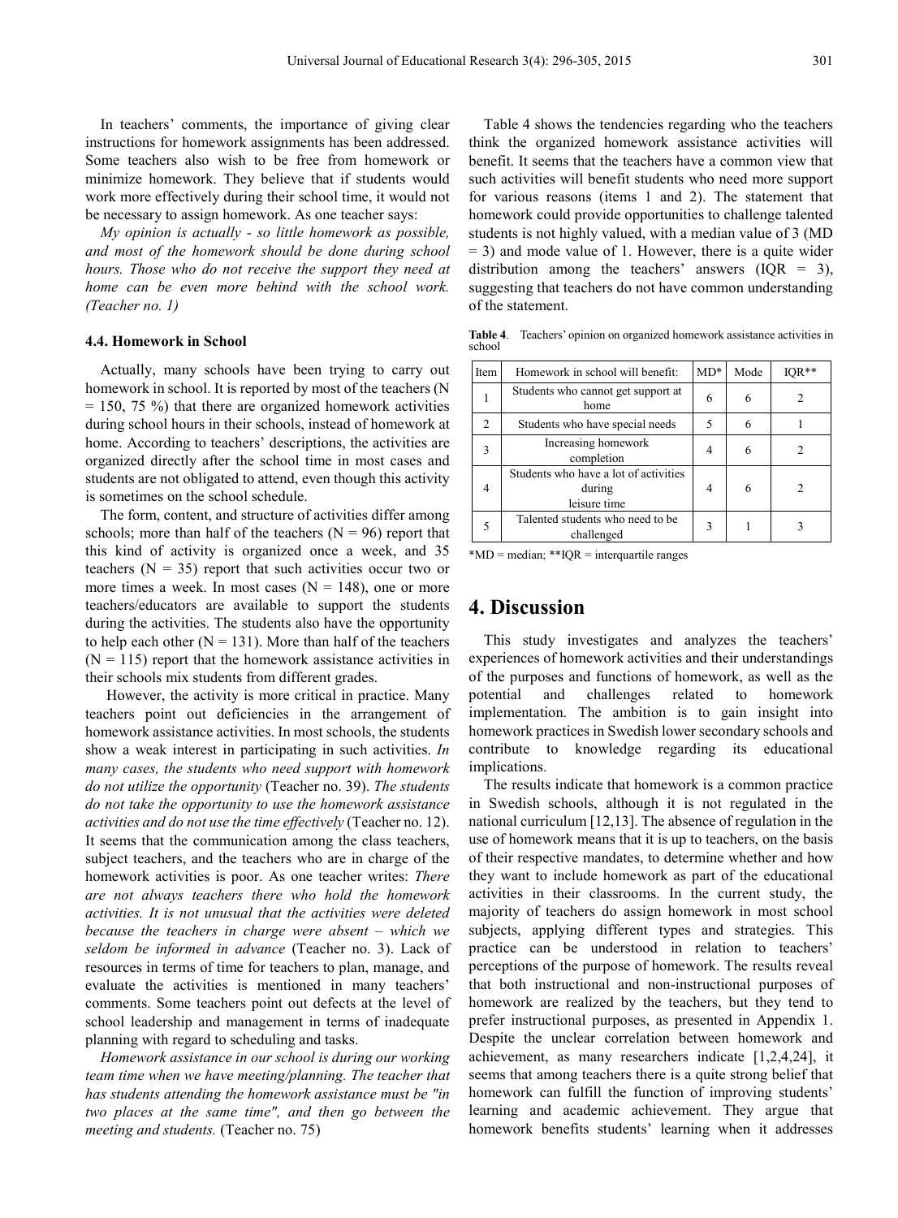In teachers' comments, the importance of giving clear instructions for homework assignments has been addressed. Some teachers also wish to be free from homework or minimize homework. They believe that if students would work more effectively during their school time, it would not be necessary to assign homework. As one teacher says:

*My opinion is actually - so little homework as possible, and most of the homework should be done during school hours. Those who do not receive the support they need at home can be even more behind with the school work. (Teacher no. 1)*

### 4.4. Homework in School

Actually, many schools have been trying to carry out homework in school. It is reported by most of the teachers (N = 150, 75 %) that there are organized homework activities during school hours in their schools, instead of homework at home. According to teachers' descriptions, the activities are organized directly after the school time in most cases and students are not obligated to attend, even though this activity is sometimes on the school schedule.

The form, content, and structure of activities differ among schools; more than half of the teachers (N = 96) report that this kind of activity is organized once a week, and 35 teachers (N = 35) report that such activities occur two or more times a week. In most cases (N = 148), one or more teachers/educators are available to support the students during the activities. The students also have the opportunity to help each other (N = 131). More than half of the teachers (N = 115) report that the homework assistance activities in their schools mix students from different grades.

However, the activity is more critical in practice. Many teachers point out deficiencies in the arrangement of homework assistance activities. In most schools, the students show a weak interest in participating in such activities. *In many cases, the students who need support with homework do not utilize the opportunity* (Teacher no. 39). *The students do not take the opportunity to use the homework assistance activities and do not use the time effectively* (Teacher no. 12). It seems that the communication among the class teachers, subject teachers, and the teachers who are in charge of the homework activities is poor. As one teacher writes: *There are not always teachers there who hold the homework activities. It is not unusual that the activities were deleted because the teachers in charge were absent – which we seldom be informed in advance* (Teacher no. 3). Lack of resources in terms of time for teachers to plan, manage, and evaluate the activities is mentioned in many teachers' comments. Some teachers point out defects at the level of school leadership and management in terms of inadequate planning with regard to scheduling and tasks.

*Homework assistance in our school is during our working team time when we have meeting/planning. The teacher that has students attending the homework assistance must be "in two places at the same time", and then go between the meeting and students.* (Teacher no. 75)

Table 4 shows the tendencies regarding who the teachers think the organized homework assistance activities will benefit. It seems that the teachers have a common view that such activities will benefit students who need more support for various reasons (items 1 and 2). The statement that homework could provide opportunities to challenge talented students is not highly valued, with a median value of 3 (MD = 3) and mode value of 1. However, there is a quite wider distribution among the teachers' answers (IQR = 3), suggesting that teachers do not have common understanding of the statement.

**Table 4**. Teachers' opinion on organized homework assistance activities in school

| Item | Homework in school will benefit: | MD* | Mode | IQR** |
|---|---|---|---|---|
| 1 | Students who cannot get support at home | 6 | 6 | 2 |
| 2 | Students who have special needs | 5 | 6 | 1 |
| 3 | Increasing homework completion | 4 | 6 | 2 |
| 4 | Students who have a lot of activities during leisure time | 4 | 6 | 2 |
| 5 | Talented students who need to be challenged | 3 | 1 | 3 |

*MD = median; **IQR = interquartile ranges

## 4. Discussion

This study investigates and analyzes the teachers' experiences of homework activities and their understandings of the purposes and functions of homework, as well as the potential and challenges related to homework implementation. The ambition is to gain insight into homework practices in Swedish lower secondary schools and contribute to knowledge regarding its educational implications.

The results indicate that homework is a common practice in Swedish schools, although it is not regulated in the national curriculum [12,13]. The absence of regulation in the use of homework means that it is up to teachers, on the basis of their respective mandates, to determine whether and how they want to include homework as part of the educational activities in their classrooms. In the current study, the majority of teachers do assign homework in most school subjects, applying different types and strategies. This practice can be understood in relation to teachers' perceptions of the purpose of homework. The results reveal that both instructional and non-instructional purposes of homework are realized by the teachers, but they tend to prefer instructional purposes, as presented in Appendix 1. Despite the unclear correlation between homework and achievement, as many researchers indicate [1,2,4,24], it seems that among teachers there is a quite strong belief that homework can fulfill the function of improving students' learning and academic achievement. They argue that homework benefits students' learning when it addresses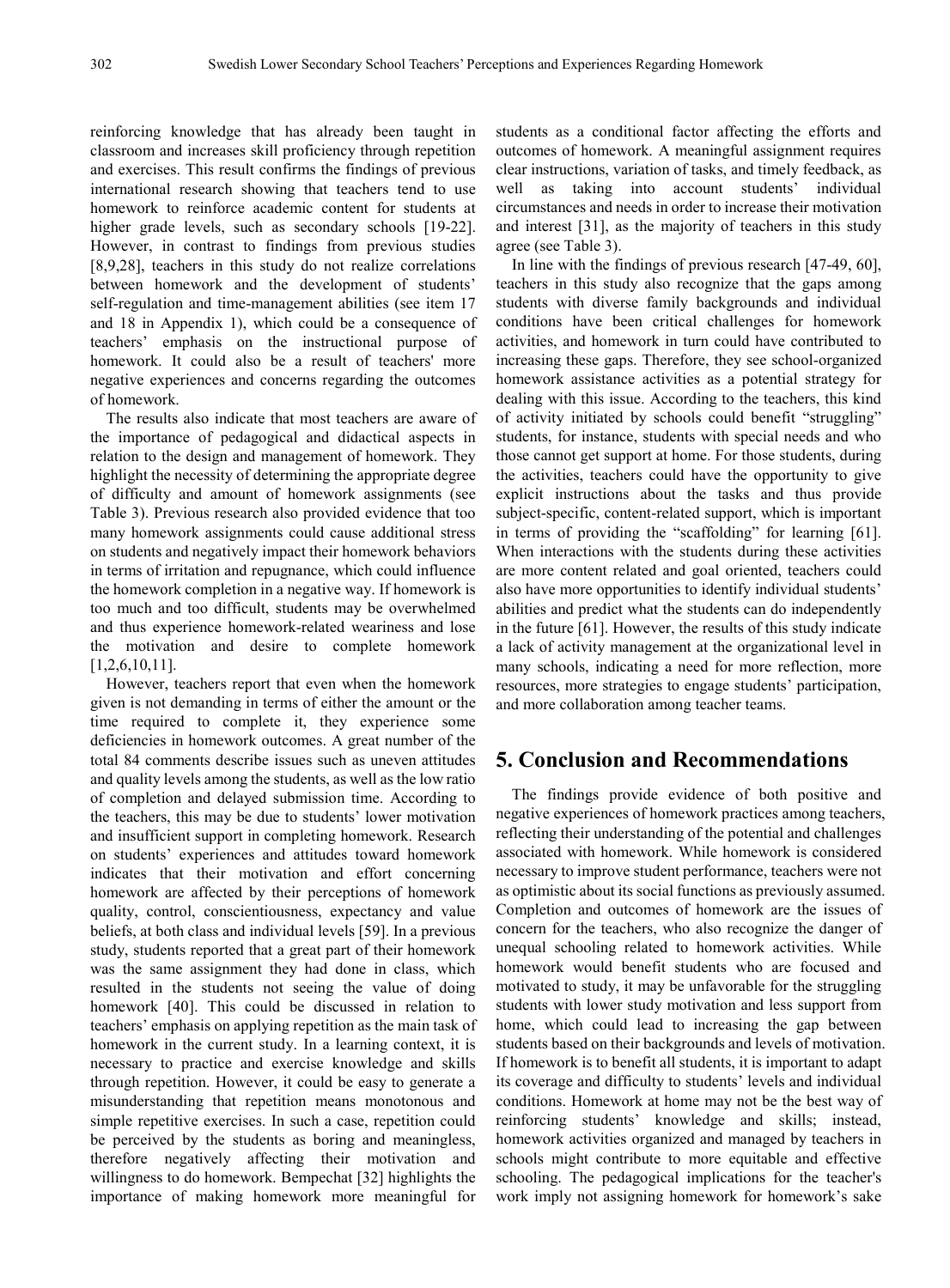reinforcing knowledge that has already been taught in classroom and increases skill proficiency through repetition and exercises. This result confirms the findings of previous international research showing that teachers tend to use homework to reinforce academic content for students at higher grade levels, such as secondary schools [19-22]. However, in contrast to findings from previous studies [8,9,28], teachers in this study do not realize correlations between homework and the development of students' self-regulation and time-management abilities (see item 17 and 18 in Appendix 1), which could be a consequence of teachers' emphasis on the instructional purpose of homework. It could also be a result of teachers' more negative experiences and concerns regarding the outcomes of homework.

The results also indicate that most teachers are aware of the importance of pedagogical and didactical aspects in relation to the design and management of homework. They highlight the necessity of determining the appropriate degree of difficulty and amount of homework assignments (see Table 3). Previous research also provided evidence that too many homework assignments could cause additional stress on students and negatively impact their homework behaviors in terms of irritation and repugnance, which could influence the homework completion in a negative way. If homework is too much and too difficult, students may be overwhelmed and thus experience homework-related weariness and lose the motivation and desire to complete homework [1,2,6,10,11].

However, teachers report that even when the homework given is not demanding in terms of either the amount or the time required to complete it, they experience some deficiencies in homework outcomes. A great number of the total 84 comments describe issues such as uneven attitudes and quality levels among the students, as well as the low ratio of completion and delayed submission time. According to the teachers, this may be due to students' lower motivation and insufficient support in completing homework. Research on students' experiences and attitudes toward homework indicates that their motivation and effort concerning homework are affected by their perceptions of homework quality, control, conscientiousness, expectancy and value beliefs, at both class and individual levels [59]. In a previous study, students reported that a great part of their homework was the same assignment they had done in class, which resulted in the students not seeing the value of doing homework [40]. This could be discussed in relation to teachers' emphasis on applying repetition as the main task of homework in the current study. In a learning context, it is necessary to practice and exercise knowledge and skills through repetition. However, it could be easy to generate a misunderstanding that repetition means monotonous and simple repetitive exercises. In such a case, repetition could be perceived by the students as boring and meaningless, therefore negatively affecting their motivation and willingness to do homework. Bempechat [32] highlights the importance of making homework more meaningful for students as a conditional factor affecting the efforts and outcomes of homework. A meaningful assignment requires clear instructions, variation of tasks, and timely feedback, as well as taking into account students' individual circumstances and needs in order to increase their motivation and interest [31], as the majority of teachers in this study agree (see Table 3).

In line with the findings of previous research [47-49, 60], teachers in this study also recognize that the gaps among students with diverse family backgrounds and individual conditions have been critical challenges for homework activities, and homework in turn could have contributed to increasing these gaps. Therefore, they see school-organized homework assistance activities as a potential strategy for dealing with this issue. According to the teachers, this kind of activity initiated by schools could benefit "struggling" students, for instance, students with special needs and who those cannot get support at home. For those students, during the activities, teachers could have the opportunity to give explicit instructions about the tasks and thus provide subject-specific, content-related support, which is important in terms of providing the "scaffolding" for learning [61]. When interactions with the students during these activities are more content related and goal oriented, teachers could also have more opportunities to identify individual students' abilities and predict what the students can do independently in the future [61]. However, the results of this study indicate a lack of activity management at the organizational level in many schools, indicating a need for more reflection, more resources, more strategies to engage students' participation, and more collaboration among teacher teams.

## 5. Conclusion and Recommendations

The findings provide evidence of both positive and negative experiences of homework practices among teachers, reflecting their understanding of the potential and challenges associated with homework. While homework is considered necessary to improve student performance, teachers were not as optimistic about its social functions as previously assumed. Completion and outcomes of homework are the issues of concern for the teachers, who also recognize the danger of unequal schooling related to homework activities. While homework would benefit students who are focused and motivated to study, it may be unfavorable for the struggling students with lower study motivation and less support from home, which could lead to increasing the gap between students based on their backgrounds and levels of motivation. If homework is to benefit all students, it is important to adapt its coverage and difficulty to students' levels and individual conditions. Homework at home may not be the best way of reinforcing students' knowledge and skills; instead, homework activities organized and managed by teachers in schools might contribute to more equitable and effective schooling. The pedagogical implications for the teacher's work imply not assigning homework for homework's sake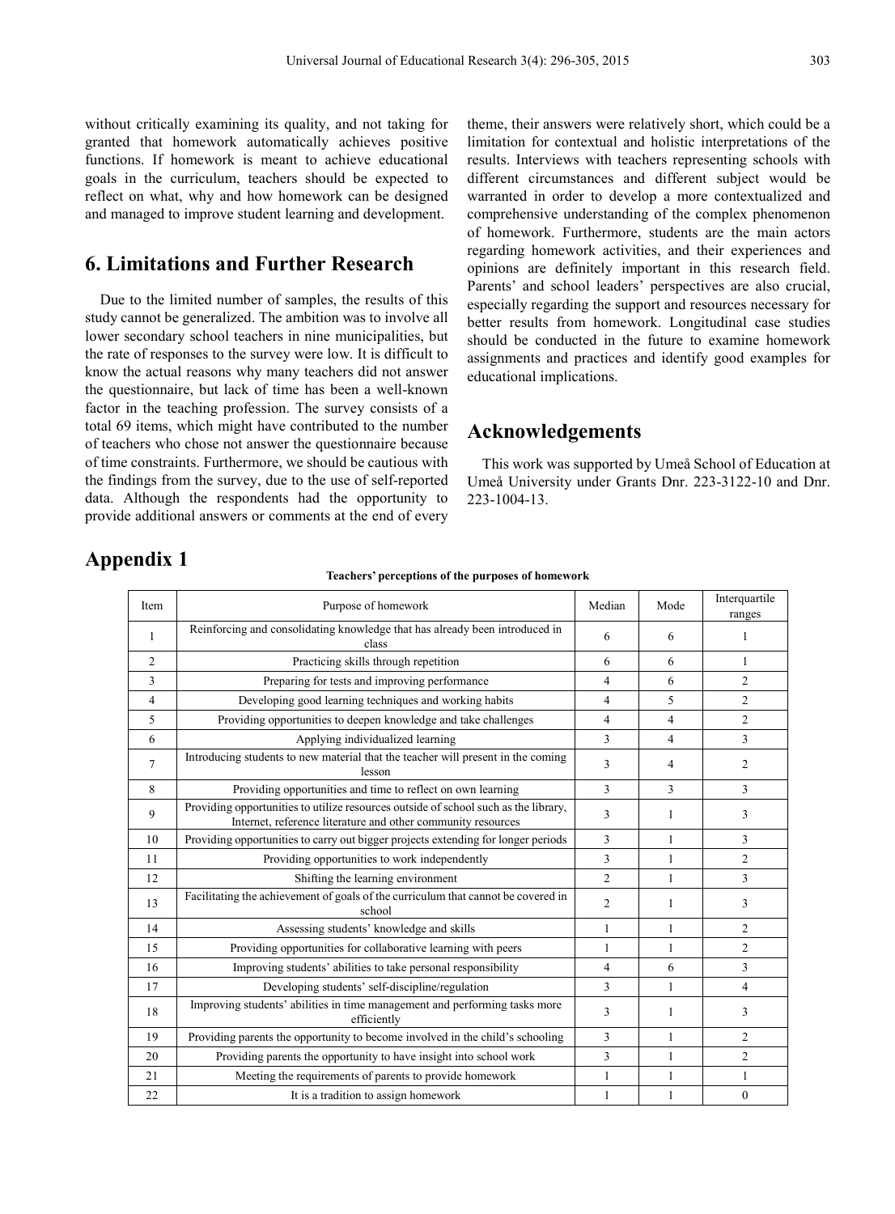without critically examining its quality, and not taking for granted that homework automatically achieves positive functions. If homework is meant to achieve educational goals in the curriculum, teachers should be expected to reflect on what, why and how homework can be designed and managed to improve student learning and development.

## 6. Limitations and Further Research

Due to the limited number of samples, the results of this study cannot be generalized. The ambition was to involve all lower secondary school teachers in nine municipalities, but the rate of responses to the survey were low. It is difficult to know the actual reasons why many teachers did not answer the questionnaire, but lack of time has been a well-known factor in the teaching profession. The survey consists of a total 69 items, which might have contributed to the number of teachers who chose not answer the questionnaire because of time constraints. Furthermore, we should be cautious with the findings from the survey, due to the use of self-reported data. Although the respondents had the opportunity to provide additional answers or comments at the end of every theme, their answers were relatively short, which could be a limitation for contextual and holistic interpretations of the results. Interviews with teachers representing schools with different circumstances and different subject would be warranted in order to develop a more contextualized and comprehensive understanding of the complex phenomenon of homework. Furthermore, students are the main actors regarding homework activities, and their experiences and opinions are definitely important in this research field. Parents' and school leaders' perspectives are also crucial, especially regarding the support and resources necessary for better results from homework. Longitudinal case studies should be conducted in the future to examine homework assignments and practices and identify good examples for educational implications.

## Acknowledgements

This work was supported by Umeå School of Education at Umeå University under Grants Dnr. 223-3122-10 and Dnr. 223-1004-13.

## Appendix 1

**Teachers' perceptions of the purposes of homework**

| Item | Purpose of homework | Median | Mode | Interquartile ranges |
|---|---|---|---|---|
| 1 | Reinforcing and consolidating knowledge that has already been introduced in class | 6 | 6 | 1 |
| 2 | Practicing skills through repetition | 6 | 6 | 1 |
| 3 | Preparing for tests and improving performance | 4 | 6 | 2 |
| 4 | Developing good learning techniques and working habits | 4 | 5 | 2 |
| 5 | Providing opportunities to deepen knowledge and take challenges | 4 | 4 | 2 |
| 6 | Applying individualized learning | 3 | 4 | 3 |
| 7 | Introducing students to new material that the teacher will present in the coming lesson | 3 | 4 | 2 |
| 8 | Providing opportunities and time to reflect on own learning | 3 | 3 | 3 |
| 9 | Providing opportunities to utilize resources outside of school such as the library, Internet, reference literature and other community resources | 3 | 1 | 3 |
| 10 | Providing opportunities to carry out bigger projects extending for longer periods | 3 | 1 | 3 |
| 11 | Providing opportunities to work independently | 3 | 1 | 2 |
| 12 | Shifting the learning environment | 2 | 1 | 3 |
| 13 | Facilitating the achievement of goals of the curriculum that cannot be covered in school | 2 | 1 | 3 |
| 14 | Assessing students' knowledge and skills | 1 | 1 | 2 |
| 15 | Providing opportunities for collaborative learning with peers | 1 | 1 | 2 |
| 16 | Improving students' abilities to take personal responsibility | 4 | 6 | 3 |
| 17 | Developing students' self-discipline/regulation | 3 | 1 | 4 |
| 18 | Improving students' abilities in time management and performing tasks more efficiently | 3 | 1 | 3 |
| 19 | Providing parents the opportunity to become involved in the child's schooling | 3 | 1 | 2 |
| 20 | Providing parents the opportunity to have insight into school work | 3 | 1 | 2 |
| 21 | Meeting the requirements of parents to provide homework | 1 | 1 | 1 |
| 22 | It is a tradition to assign homework | 1 | 1 | 0 |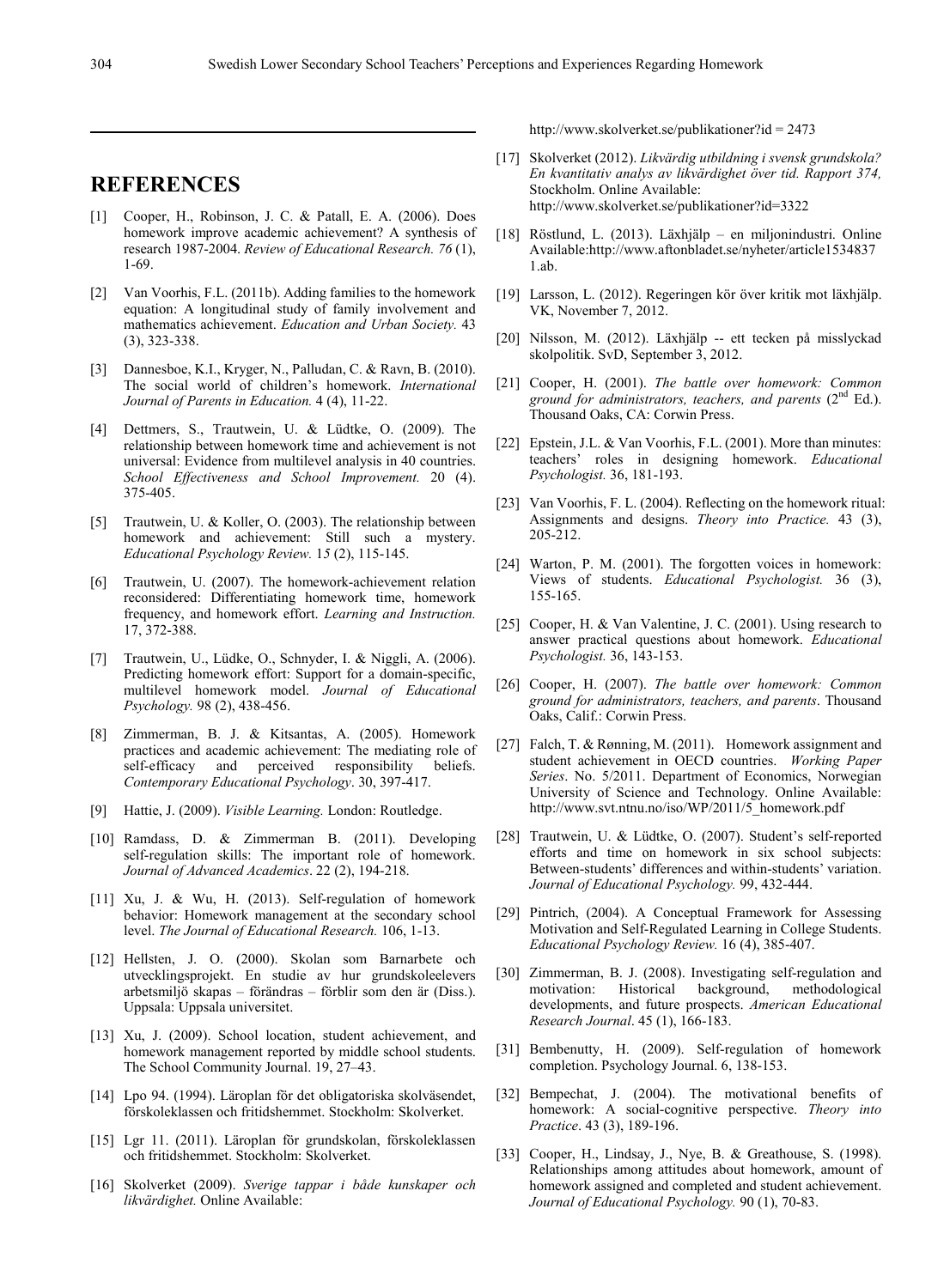## REFERENCES

[1] Cooper, H., Robinson, J. C. & Patall, E. A. (2006). Does homework improve academic achievement? A synthesis of research 1987-2004. *Review of Educational Research. 76* (1), 1-69.

[2] Van Voorhis, F.L. (2011b). Adding families to the homework equation: A longitudinal study of family involvement and mathematics achievement. *Education and Urban Society.* 43 (3), 323-338.

[3] Dannesboe, K.I., Kryger, N., Palludan, C. & Ravn, B. (2010). The social world of children's homework. *International Journal of Parents in Education.* 4 (4), 11-22.

[4] Dettmers, S., Trautwein, U. & Lüdtke, O. (2009). The relationship between homework time and achievement is not universal: Evidence from multilevel analysis in 40 countries. *School Effectiveness and School Improvement.* 20 (4). 375-405.

[5] Trautwein, U. & Koller, O. (2003). The relationship between homework and achievement: Still such a mystery. *Educational Psychology Review.* 1*5* (2), 115-145.

[6] Trautwein, U. (2007). The homework-achievement relation reconsidered: Differentiating homework time, homework frequency, and homework effort. *Learning and Instruction.* 17, 372-388.

[7] Trautwein, U., Lüdke, O., Schnyder, I. & Niggli, A. (2006). Predicting homework effort: Support for a domain-specific, multilevel homework model. *Journal of Educational Psychology.* 98 (2), 438-456.

[8] Zimmerman, B. J. & Kitsantas, A. (2005). Homework practices and academic achievement: The mediating role of self-efficacy and perceived responsibility beliefs. *Contemporary Educational Psychology*. 30, 397-417.

[9] Hattie, J. (2009). *Visible Learning.* London: Routledge.

[10] Ramdass, D. & Zimmerman B. (2011). Developing self-regulation skills: The important role of homework. *Journal of Advanced Academics*. 22 (2), 194-218.

[11] Xu, J. & Wu, H. (2013). Self-regulation of homework behavior: Homework management at the secondary school level. *The Journal of Educational Research.* 106, 1-13.

[12] Hellsten, J. O. (2000). Skolan som Barnarbete och utvecklingsprojekt. En studie av hur grundskoleelevers arbetsmiljö skapas – förändras – förblir som den är (Diss.). Uppsala: Uppsala universitet.

[13] Xu, J. (2009). School location, student achievement, and homework management reported by middle school students. The School Community Journal. 19, 27–43.

[14] Lpo 94. (1994). Läroplan för det obligatoriska skolväsendet, förskoleklassen och fritidshemmet. Stockholm: Skolverket.

[15] Lgr 11. (2011). Läroplan för grundskolan, förskoleklassen och fritidshemmet. Stockholm: Skolverket.

[16] Skolverket (2009). *Sverige tappar i både kunskaper och likvärdighet.* Online Available: http://www.skolverket.se/publikationer?id = 2473

[17] Skolverket (2012). *Likvärdig utbildning i svensk grundskola? En kvantitativ analys av likvärdighet över tid. Rapport 374,* Stockholm. Online Available: http://www.skolverket.se/publikationer?id=3322

[18] Röstlund, L. (2013). Läxhjälp – en miljonindustri. Online Available:http://www.aftonbladet.se/nyheter/article15348371.ab.

[19] Larsson, L. (2012). Regeringen kör över kritik mot läxhjälp. VK, November 7, 2012.

[20] Nilsson, M. (2012). Läxhjälp -- ett tecken på misslyckad skolpolitik. SvD, September 3, 2012.

[21] Cooper, H. (2001). *The battle over homework: Common ground for administrators, teachers, and parents* (2nd Ed.). Thousand Oaks, CA: Corwin Press.

[22] Epstein, J.L. & Van Voorhis, F.L. (2001). More than minutes: teachers' roles in designing homework. *Educational Psychologist.* 36, 181-193.

[23] Van Voorhis, F. L. (2004). Reflecting on the homework ritual: Assignments and designs. *Theory into Practice.* 43 (3), 205-212.

[24] Warton, P. M. (2001). The forgotten voices in homework: Views of students. *Educational Psychologist.* 36 (3), 155-165.

[25] Cooper, H. & Van Valentine, J. C. (2001). Using research to answer practical questions about homework. *Educational Psychologist.* 36, 143-153.

[26] Cooper, H. (2007). *The battle over homework: Common ground for administrators, teachers, and parents*. Thousand Oaks, Calif.: Corwin Press.

[27] Falch, T. & Rønning, M. (2011). Homework assignment and student achievement in OECD countries. *Working Paper Series*. No. 5/2011. Department of Economics, Norwegian University of Science and Technology. Online Available: http://www.svt.ntnu.no/iso/WP/2011/5_homework.pdf

[28] Trautwein, U. & Lüdtke, O. (2007). Student's self-reported efforts and time on homework in six school subjects: Between-students' differences and within-students' variation. *Journal of Educational Psychology.* 99, 432-444.

[29] Pintrich, (2004). A Conceptual Framework for Assessing Motivation and Self-Regulated Learning in College Students. *Educational Psychology Review.* 16 (4), 385-407.

[30] Zimmerman, B. J. (2008). Investigating self-regulation and motivation: Historical background, methodological developments, and future prospects. *American Educational Research Journal*. 45 (1), 166-183.

[31] Bembenutty, H. (2009). Self-regulation of homework completion. Psychology Journal. 6, 138-153.

[32] Bempechat, J. (2004). The motivational benefits of homework: A social-cognitive perspective. *Theory into Practice*. 43 (3), 189-196.

[33] Cooper, H., Lindsay, J., Nye, B. & Greathouse, S. (1998). Relationships among attitudes about homework, amount of homework assigned and completed and student achievement. *Journal of Educational Psychology.* 90 (1), 70-83.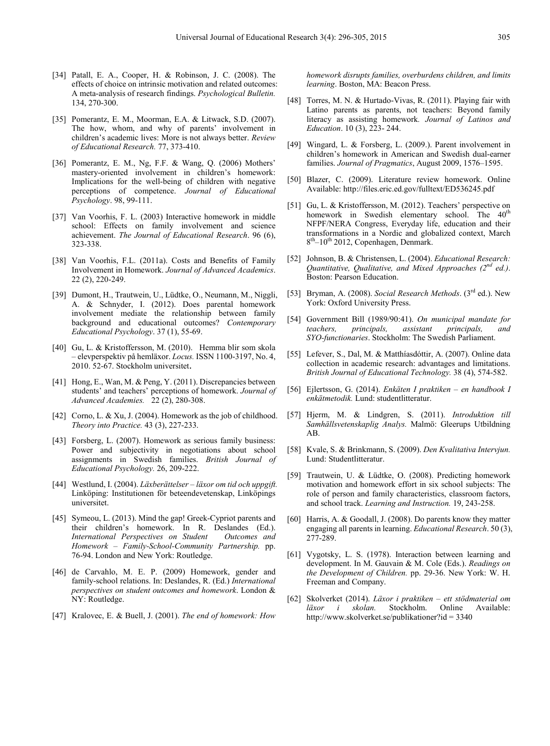[34] Patall, E. A., Cooper, H. & Robinson, J. C. (2008). The effects of choice on intrinsic motivation and related outcomes: A meta-analysis of research findings. *Psychological Bulletin.* 134, 270-300.

[35] Pomerantz, E. M., Moorman, E.A. & Litwack, S.D. (2007). The how, whom, and why of parents' involvement in children's academic lives: More is not always better. *Review of Educational Research.* 77, 373-410.

[36] Pomerantz, E. M., Ng, F.F. & Wang, Q. (2006) Mothers' mastery-oriented involvement in children's homework: Implications for the well-being of children with negative perceptions of competence. *Journal of Educational Psychology*. 98, 99-111.

[37] Van Voorhis, F. L. (2003) Interactive homework in middle school: Effects on family involvement and science achievement. *The Journal of Educational Research*. 96 (6), 323-338.

[38] Van Voorhis, F.L. (2011a). Costs and Benefits of Family Involvement in Homework. *Journal of Advanced Academics*. 22 (2), 220-249.

[39] Dumont, H., Trautwein, U., Lüdtke, O., Neumann, M., Niggli, A. & Schnyder, I. (2012). Does parental homework involvement mediate the relationship between family background and educational outcomes? *Contemporary Educational Psychology*. 37 (1), 55-69.

[40] Gu, L. & Kristoffersson, M. (2010). Hemma blir som skola – elevperspektiv på hemläxor. *Locus.* ISSN 1100-3197, No. 4, 2010. 52-67. Stockholm universitet.

[41] Hong, E., Wan, M. & Peng, Y. (2011). Discrepancies between students' and teachers' perceptions of homework. *Journal of Advanced Academies.* 22 (2), 280-308.

[42] Corno, L. & Xu, J. (2004). Homework as the job of childhood. *Theory into Practice.* 43 (3), 227-233.

[43] Forsberg, L. (2007). Homework as serious family business: Power and subjectivity in negotiations about school assignments in Swedish families. *British Journal of Educational Psychology.* 26, 209-222.

[44] Westlund, I. (2004). *Läxberättelser – läxor om tid och uppgift.* Linköping: Institutionen för beteendevetenskap, Linköpings universitet.

[45] Symeou, L. (2013). Mind the gap! Greek-Cypriot parents and their children's homework. In R. Deslandes (Ed.). *International Perspectives on Student Outcomes and Homework – Family-School-Community Partnership.* pp. 76-94. London and New York: Routledge.

[46] de Carvahlo, M. E. P. (2009) Homework, gender and family-school relations. In: Deslandes, R. (Ed.) *International perspectives on student outcomes and homework*. London & NY: Routledge.

[47] Kralovec, E. & Buell, J. (2001). *The end of homework: How homework disrupts families, overburdens children, and limits learning*. Boston, MA: Beacon Press.

[48] Torres, M. N. & Hurtado-Vivas, R. (2011). Playing fair with Latino parents as parents, not teachers: Beyond family literacy as assisting homework*. Journal of Latinos and Education*. 10 (3), 223- 244.

[49] Wingard, L. & Forsberg, L. (2009.). Parent involvement in children's homework in American and Swedish dual-earner families. *Journal of Pragmatics*, August 2009, 1576–1595.

[50] Blazer, C. (2009). Literature review homework. Online Available: http://files.eric.ed.gov/fulltext/ED536245.pdf

[51] Gu, L. & Kristoffersson, M. (2012). Teachers' perspective on homework in Swedish elementary school. The 40th NFPF/NERA Congress, Everyday life, education and their transformations in a Nordic and globalized context, March 8th–10th 2012, Copenhagen, Denmark.

[52] Johnson, B. & Christensen, L. (2004). *Educational Research: Quantitative, Qualitative, and Mixed Approaches (2nd ed.)*. Boston: Pearson Education.

[53] Bryman, A. (2008). *Social Research Methods*. (3rd ed.). New York: Oxford University Press.

[54] Government Bill (1989/90:41). *On municipal mandate for teachers, principals, assistant principals, and SYO-functionaries*. Stockholm: The Swedish Parliament.

[55] Lefever, S., Dal, M. & Matthíasdóttir, A. (2007). Online data collection in academic research: advantages and limitations. *British Journal of Educational Technology.* 38 (4), 574-582.

[56] Ejlertsson, G. (2014). *Enkäten I praktiken – en handbook I enkätmetodik.* Lund: studentlitteratur.

[57] Hjerm, M. & Lindgren, S. (2011). *Introduktion till Samhällsvetenskaplig Analys.* Malmö: Gleerups Utbildning AB.

[58] Kvale, S. & Brinkmann, S. (2009). *Den Kvalitativa Intervjun.* Lund: Studentlitteratur.

[59] Trautwein, U. & Lüdtke, O. (2008). Predicting homework motivation and homework effort in six school subjects: The role of person and family characteristics, classroom factors, and school track. *Learning and Instruction.* 19, 243-258.

[60] Harris, A. & Goodall, J. (2008). Do parents know they matter engaging all parents in learning. *Educational Research*. 50 (3), 277-289.

[61] Vygotsky, L. S. (1978). Interaction between learning and development. In M. Gauvain & M. Cole (Eds.). *Readings on the Development of Children.* pp. 29-36. New York: W. H. Freeman and Company.

[62] Skolverket (2014). *Läxor i praktiken – ett stödmaterial om läxor i skolan.* Stockholm. Online Available: http://www.skolverket.se/publikationer?id = 3340